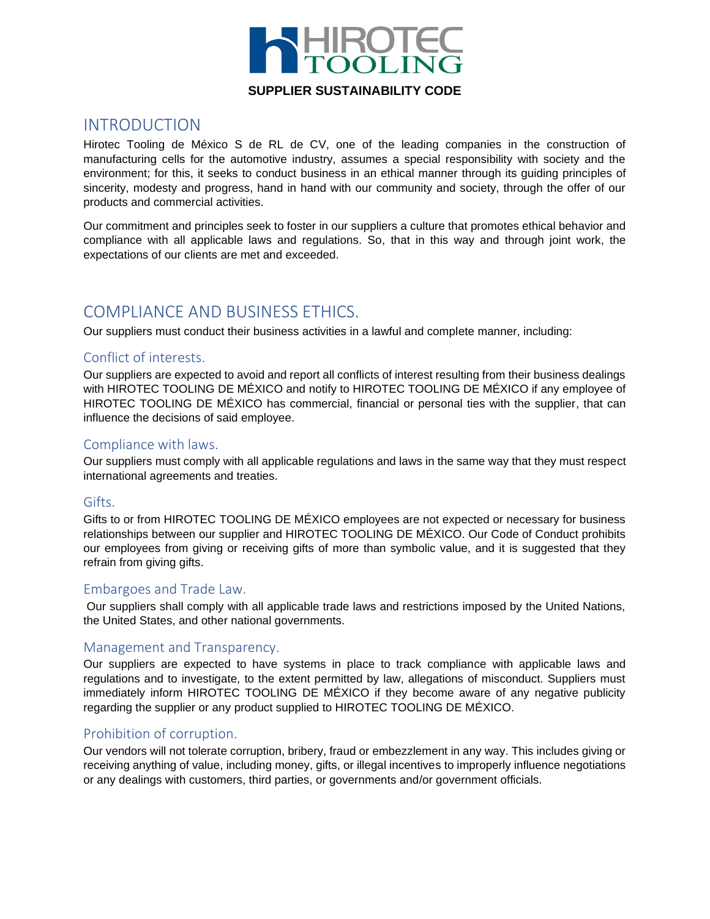# HIROTEC TOOLING

**SUPPLIER SUSTAINABILITY CODE**

## INTRODUCTION

Hirotec Tooling de México S de RL de CV, one of the leading companies in the construction of manufacturing cells for the automotive industry, assumes a special responsibility with society and the environment; for this, it seeks to conduct business in an ethical manner through its guiding principles of sincerity, modesty and progress, hand in hand with our community and society, through the offer of our products and commercial activities.

Our commitment and principles seek to foster in our suppliers a culture that promotes ethical behavior and compliance with all applicable laws and regulations. So, that in this way and through joint work, the expectations of our clients are met and exceeded.

## COMPLIANCE AND BUSINESS ETHICS.

Our suppliers must conduct their business activities in a lawful and complete manner, including:

### Conflict of interests.

Our suppliers are expected to avoid and report all conflicts of interest resulting from their business dealings with HIROTEC TOOLING DE MÉXICO and notify to HIROTEC TOOLING DE MÉXICO if any employee of HIROTEC TOOLING DE MÉXICO has commercial, financial or personal ties with the supplier, that can influence the decisions of said employee.

### Compliance with laws.

Our suppliers must comply with all applicable regulations and laws in the same way that they must respect international agreements and treaties.

### Gifts.

Gifts to or from HIROTEC TOOLING DE MÉXICO employees are not expected or necessary for business relationships between our supplier and HIROTEC TOOLING DE MÉXICO. Our Code of Conduct prohibits our employees from giving or receiving gifts of more than symbolic value, and it is suggested that they refrain from giving gifts.

### Embargoes and Trade Law.

Our suppliers shall comply with all applicable trade laws and restrictions imposed by the United Nations, the United States, and other national governments.

### Management and Transparency.

Our suppliers are expected to have systems in place to track compliance with applicable laws and regulations and to investigate, to the extent permitted by law, allegations of misconduct. Suppliers must immediately inform HIROTEC TOOLING DE MÉXICO if they become aware of any negative publicity regarding the supplier or any product supplied to HIROTEC TOOLING DE MÉXICO.

### Prohibition of corruption.

Our vendors will not tolerate corruption, bribery, fraud or embezzlement in any way. This includes giving or receiving anything of value, including money, gifts, or illegal incentives to improperly influence negotiations or any dealings with customers, third parties, or governments and/or government officials.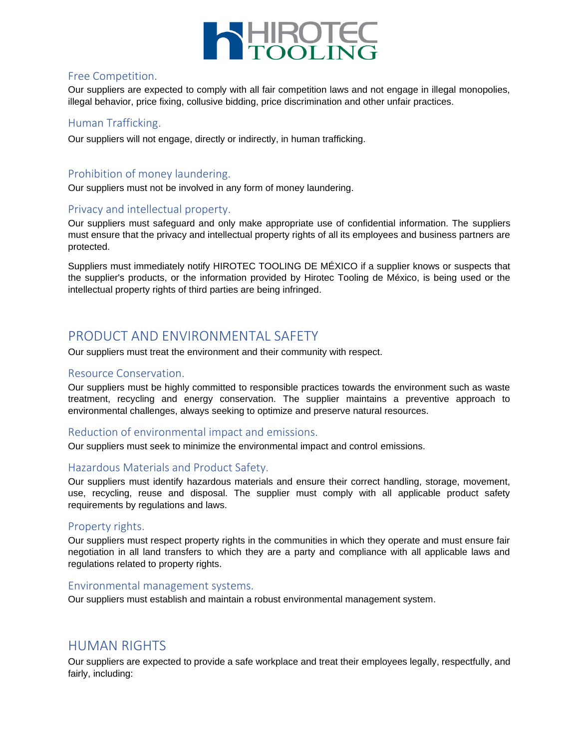### Free Competition.

Our suppliers are expected to comply with all fair competition laws and not engage in illegal monopolies, illegal behavior, price fixing, collusive bidding, price discrimination and other unfair practices.

### Human Trafficking.

Our suppliers will not engage, directly or indirectly, in human trafficking.

### Prohibition of money laundering.

Our suppliers must not be involved in any form of money laundering.

### Privacy and intellectual property.

Our suppliers must safeguard and only make appropriate use of confidential information. The suppliers must ensure that the privacy and intellectual property rights of all its employees and business partners are protected.

Suppliers must immediately notify HIROTEC TOOLING DE MÉXICO if a supplier knows or suspects that the supplier's products, or the information provided by Hirotec Tooling de México, is being used or the intellectual property rights of third parties are being infringed.

## PRODUCT AND ENVIRONMENTAL SAFETY

Our suppliers must treat the environment and their community with respect.

### Resource Conservation.

Our suppliers must be highly committed to responsible practices towards the environment such as waste treatment, recycling and energy conservation. The supplier maintains a preventive approach to environmental challenges, always seeking to optimize and preserve natural resources.

### Reduction of environmental impact and emissions.

Our suppliers must seek to minimize the environmental impact and control emissions.

### Hazardous Materials and Product Safety.

Our suppliers must identify hazardous materials and ensure their correct handling, storage, movement, use, recycling, reuse and disposal. The supplier must comply with all applicable product safety requirements by regulations and laws.

### Property rights.

Our suppliers must respect property rights in the communities in which they operate and must ensure fair negotiation in all land transfers to which they are a party and compliance with all applicable laws and regulations related to property rights.

### Environmental management systems.

Our suppliers must establish and maintain a robust environmental management system.

## HUMAN RIGHTS

Our suppliers are expected to provide a safe workplace and treat their employees legally, respectfully, and fairly, including: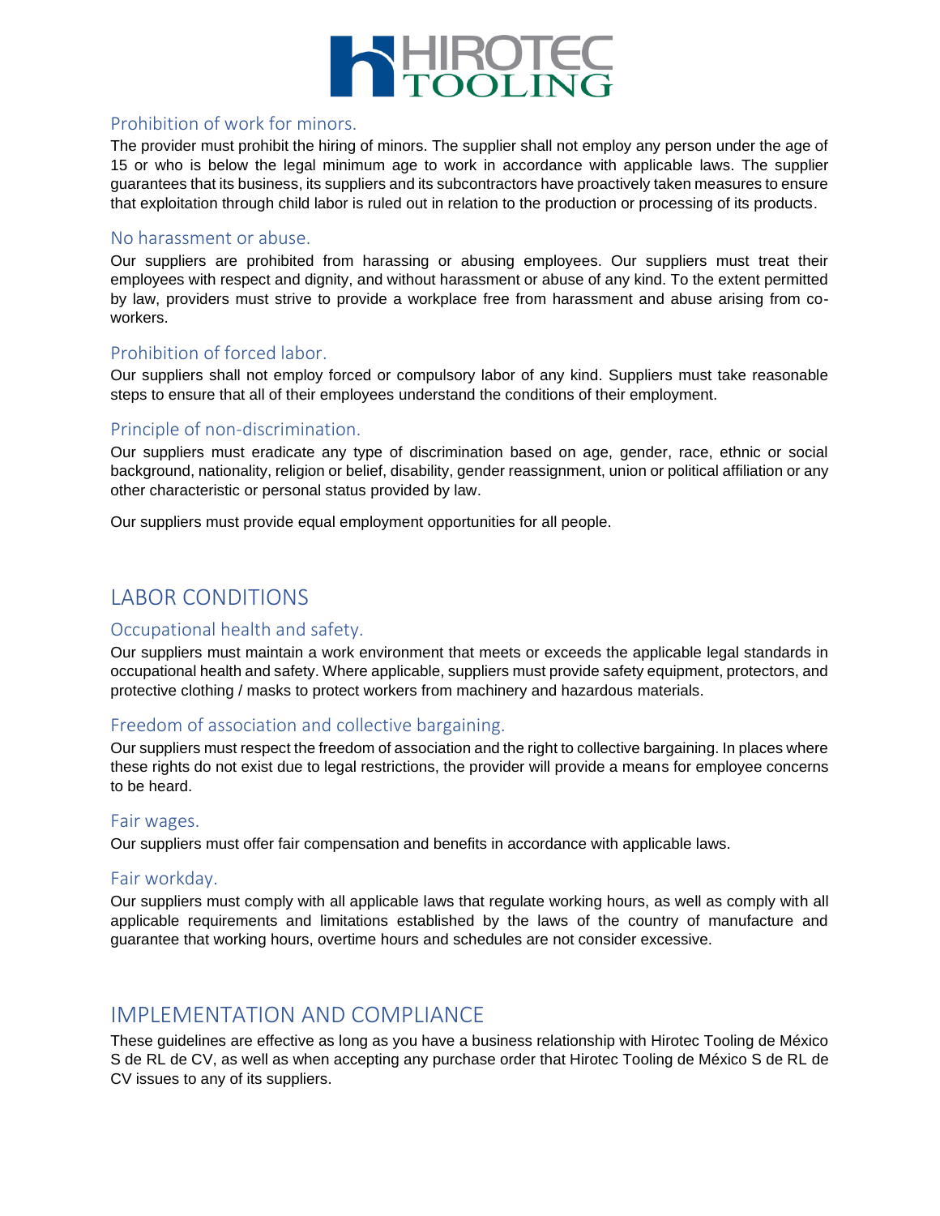### Prohibition of work for minors.

The provider must prohibit the hiring of minors. The supplier shall not employ any person under the age of 15 or who is below the legal minimum age to work in accordance with applicable laws. The supplier guarantees that its business, its suppliers and its subcontractors have proactively taken measures to ensure that exploitation through child labor is ruled out in relation to the production or processing of its products.

### No harassment or abuse.

Our suppliers are prohibited from harassing or abusing employees. Our suppliers must treat their employees with respect and dignity, and without harassment or abuse of any kind. To the extent permitted by law, providers must strive to provide a workplace free from harassment and abuse arising from co-workers.

### Prohibition of forced labor.

Our suppliers shall not employ forced or compulsory labor of any kind. Suppliers must take reasonable steps to ensure that all of their employees understand the conditions of their employment.

### Principle of non-discrimination.

Our suppliers must eradicate any type of discrimination based on age, gender, race, ethnic or social background, nationality, religion or belief, disability, gender reassignment, union or political affiliation or any other characteristic or personal status provided by law.

Our suppliers must provide equal employment opportunities for all people.

## LABOR CONDITIONS

### Occupational health and safety.

Our suppliers must maintain a work environment that meets or exceeds the applicable legal standards in occupational health and safety. Where applicable, suppliers must provide safety equipment, protectors, and protective clothing / masks to protect workers from machinery and hazardous materials.

### Freedom of association and collective bargaining.

Our suppliers must respect the freedom of association and the right to collective bargaining. In places where these rights do not exist due to legal restrictions, the provider will provide a means for employee concerns to be heard.

### Fair wages.

Our suppliers must offer fair compensation and benefits in accordance with applicable laws.

### Fair workday.

Our suppliers must comply with all applicable laws that regulate working hours, as well as comply with all applicable requirements and limitations established by the laws of the country of manufacture and guarantee that working hours, overtime hours and schedules are not consider excessive.

## IMPLEMENTATION AND COMPLIANCE

These guidelines are effective as long as you have a business relationship with Hirotec Tooling de México S de RL de CV, as well as when accepting any purchase order that Hirotec Tooling de México S de RL de CV issues to any of its suppliers.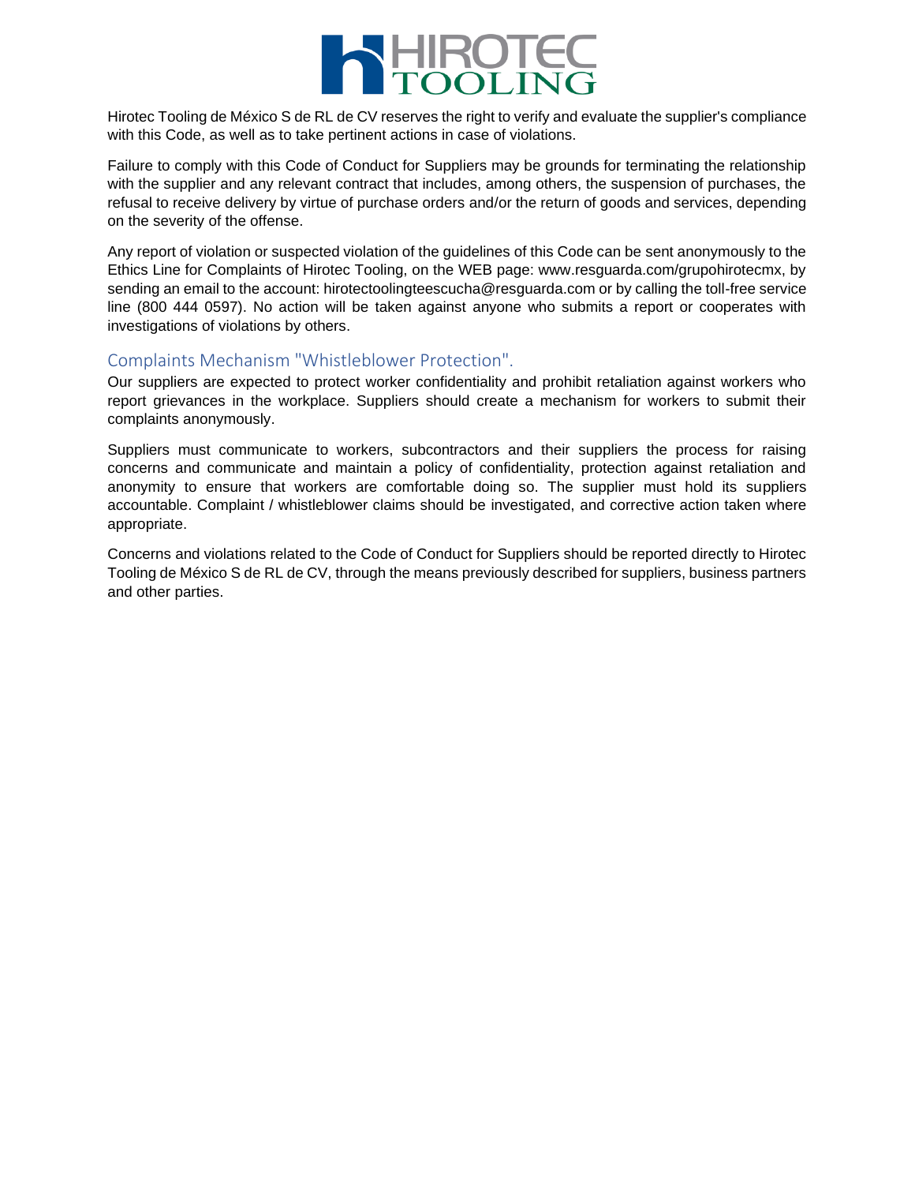Hirotec Tooling de México S de RL de CV reserves the right to verify and evaluate the supplier's compliance with this Code, as well as to take pertinent actions in case of violations.

Failure to comply with this Code of Conduct for Suppliers may be grounds for terminating the relationship with the supplier and any relevant contract that includes, among others, the suspension of purchases, the refusal to receive delivery by virtue of purchase orders and/or the return of goods and services, depending on the severity of the offense.

Any report of violation or suspected violation of the guidelines of this Code can be sent anonymously to the Ethics Line for Complaints of Hirotec Tooling, on the WEB page: www.resguarda.com/grupohirotecmx, by sending an email to the account: hirotectoolingteescucha@resguarda.com or by calling the toll-free service line (800 444 0597). No action will be taken against anyone who submits a report or cooperates with investigations of violations by others.

## Complaints Mechanism "Whistleblower Protection".

Our suppliers are expected to protect worker confidentiality and prohibit retaliation against workers who report grievances in the workplace. Suppliers should create a mechanism for workers to submit their complaints anonymously.

Suppliers must communicate to workers, subcontractors and their suppliers the process for raising concerns and communicate and maintain a policy of confidentiality, protection against retaliation and anonymity to ensure that workers are comfortable doing so. The supplier must hold its suppliers accountable. Complaint / whistleblower claims should be investigated, and corrective action taken where appropriate.

Concerns and violations related to the Code of Conduct for Suppliers should be reported directly to Hirotec Tooling de México S de RL de CV, through the means previously described for suppliers, business partners and other parties.